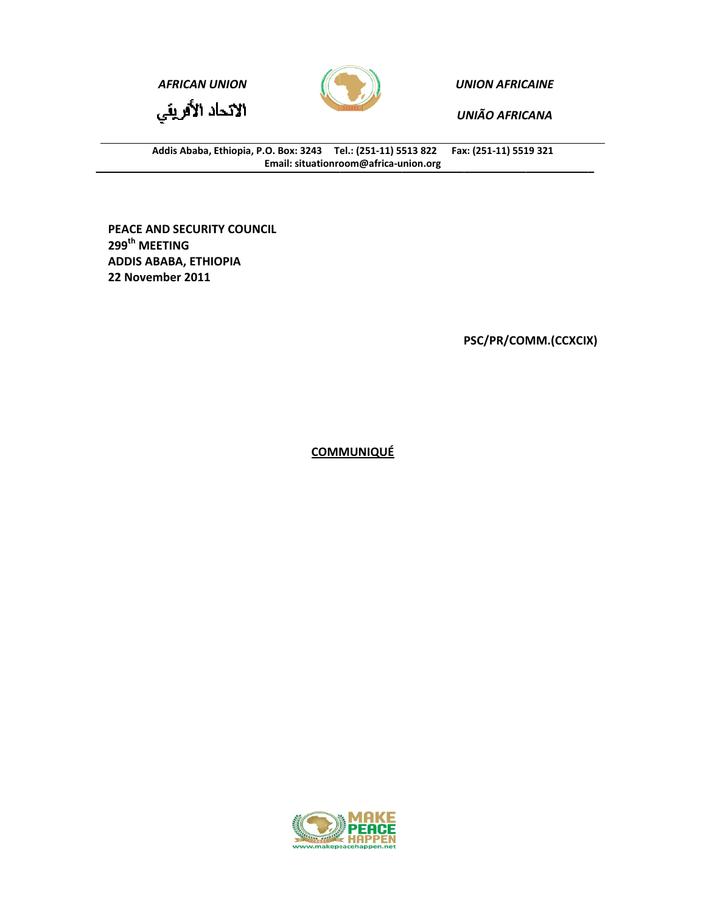*AFRICAN UNION*

الاتحاد الأفريقي

*UNION AFRICAINE*

*UNIÃO AFRICANA*

**Addis Ababa, Ethiopia, P.O. Box: 3243 Tel.: (251-11) 5513 822 Fax: (251-11) 5519 321**
**Email: situationroom@africa-union.org**

**PEACE AND SECURITY COUNCIL**
**299th MEETING**
**ADDIS ABABA, ETHIOPIA**
**22 November 2011**

**PSC/PR/COMM.(CCXCIX)**

**COMMUNIQUÉ**

MAKE PEACE HAPPEN
www.makepeacehappen.net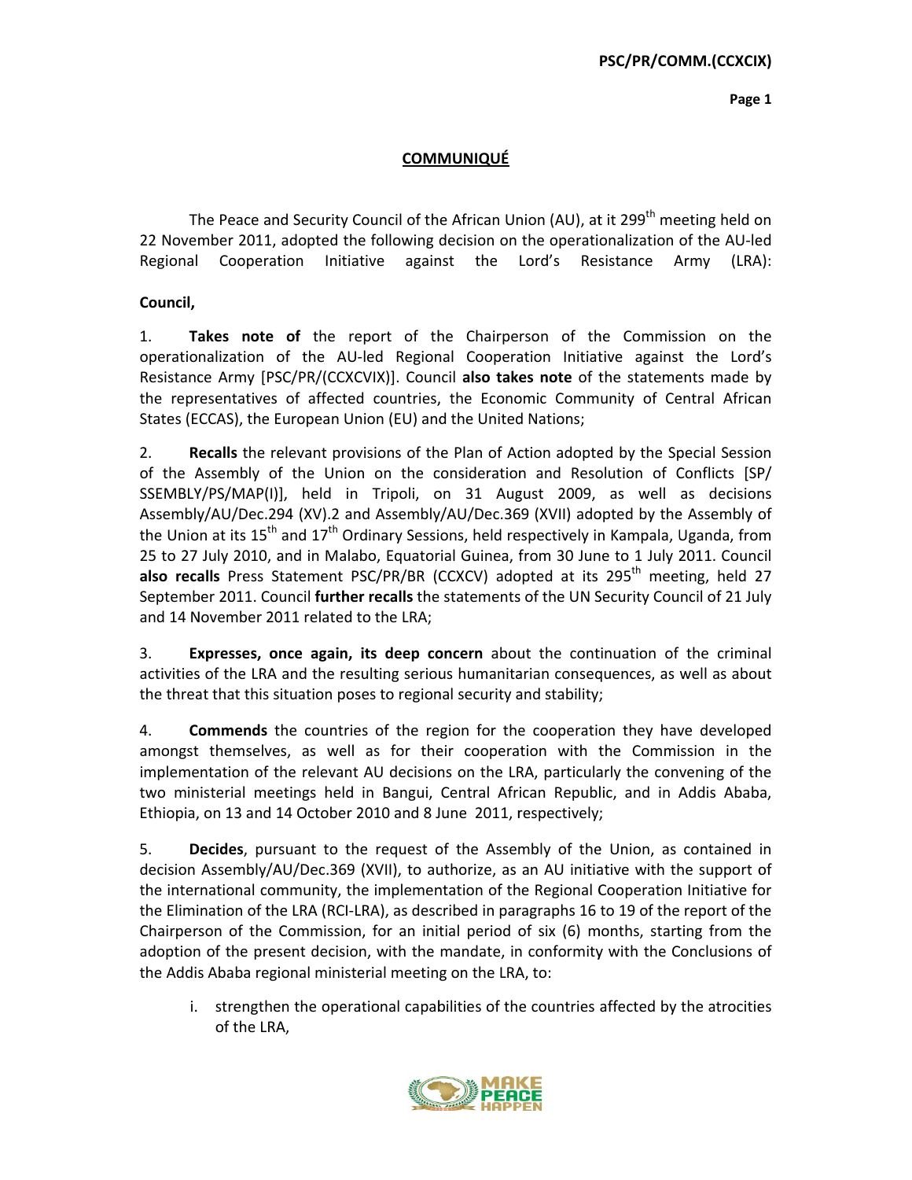# COMMUNIQUÉ

The Peace and Security Council of the African Union (AU), at it 299th meeting held on 22 November 2011, adopted the following decision on the operationalization of the AU-led Regional Cooperation Initiative against the Lord's Resistance Army (LRA):

**Council,**

1. **Takes note of** the report of the Chairperson of the Commission on the operationalization of the AU-led Regional Cooperation Initiative against the Lord's Resistance Army [PSC/PR/(CCXCVIX)]. Council **also takes note** of the statements made by the representatives of affected countries, the Economic Community of Central African States (ECCAS), the European Union (EU) and the United Nations;

2. **Recalls** the relevant provisions of the Plan of Action adopted by the Special Session of the Assembly of the Union on the consideration and Resolution of Conflicts [SP/ SSEMBLY/PS/MAP(I)], held in Tripoli, on 31 August 2009, as well as decisions Assembly/AU/Dec.294 (XV).2 and Assembly/AU/Dec.369 (XVII) adopted by the Assembly of the Union at its 15th and 17th Ordinary Sessions, held respectively in Kampala, Uganda, from 25 to 27 July 2010, and in Malabo, Equatorial Guinea, from 30 June to 1 July 2011. Council **also recalls** Press Statement PSC/PR/BR (CCXCV) adopted at its 295th meeting, held 27 September 2011. Council **further recalls** the statements of the UN Security Council of 21 July and 14 November 2011 related to the LRA;

3. **Expresses, once again, its deep concern** about the continuation of the criminal activities of the LRA and the resulting serious humanitarian consequences, as well as about the threat that this situation poses to regional security and stability;

4. **Commends** the countries of the region for the cooperation they have developed amongst themselves, as well as for their cooperation with the Commission in the implementation of the relevant AU decisions on the LRA, particularly the convening of the two ministerial meetings held in Bangui, Central African Republic, and in Addis Ababa, Ethiopia, on 13 and 14 October 2010 and 8 June 2011, respectively;

5. **Decides**, pursuant to the request of the Assembly of the Union, as contained in decision Assembly/AU/Dec.369 (XVII), to authorize, as an AU initiative with the support of the international community, the implementation of the Regional Cooperation Initiative for the Elimination of the LRA (RCI-LRA), as described in paragraphs 16 to 19 of the report of the Chairperson of the Commission, for an initial period of six (6) months, starting from the adoption of the present decision, with the mandate, in conformity with the Conclusions of the Addis Ababa regional ministerial meeting on the LRA, to:

    i. strengthen the operational capabilities of the countries affected by the atrocities of the LRA,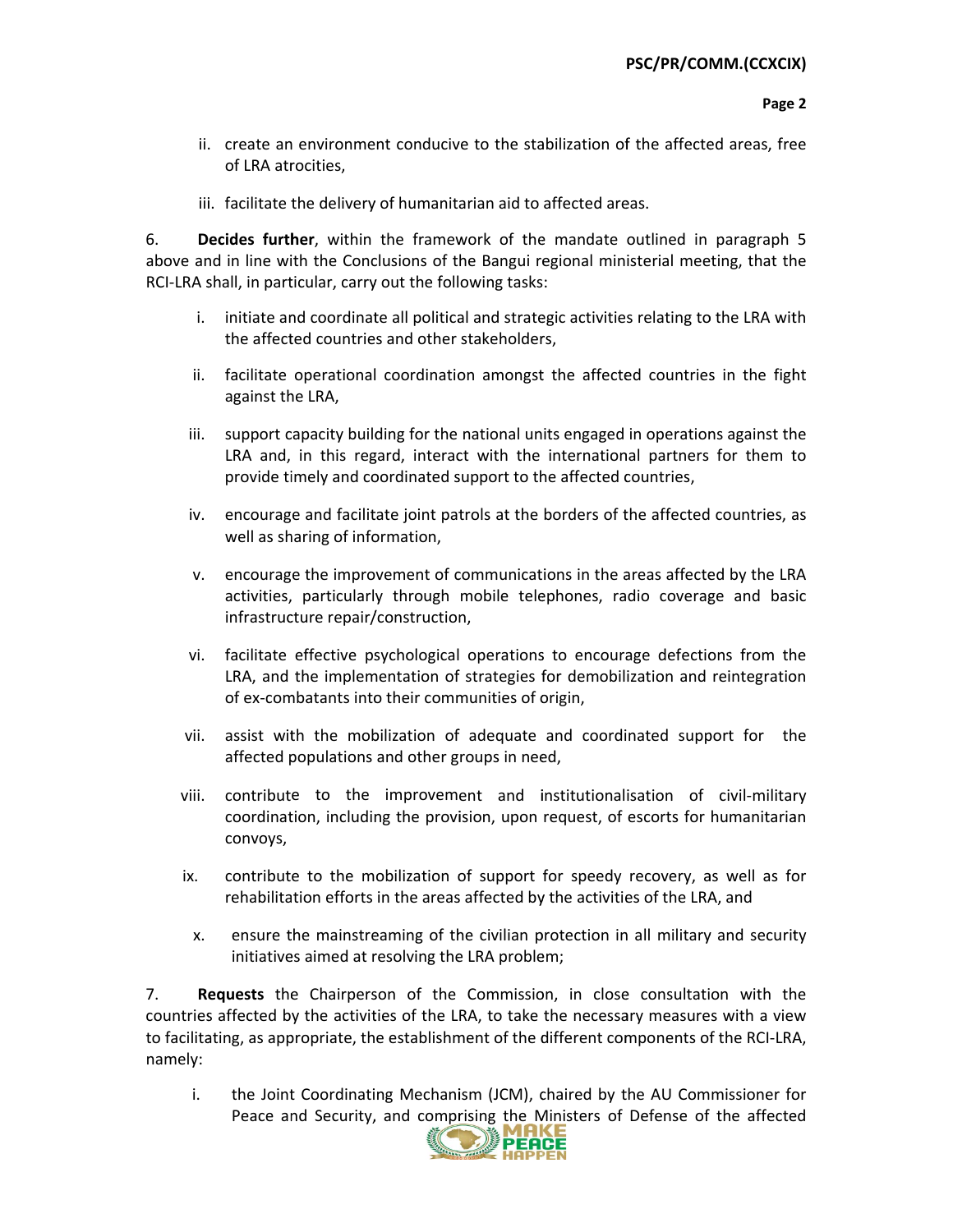ii. create an environment conducive to the stabilization of the affected areas, free of LRA atrocities,

iii. facilitate the delivery of humanitarian aid to affected areas.

6. **Decides further**, within the framework of the mandate outlined in paragraph 5 above and in line with the Conclusions of the Bangui regional ministerial meeting, that the RCI-LRA shall, in particular, carry out the following tasks:

i. initiate and coordinate all political and strategic activities relating to the LRA with the affected countries and other stakeholders,

ii. facilitate operational coordination amongst the affected countries in the fight against the LRA,

iii. support capacity building for the national units engaged in operations against the LRA and, in this regard, interact with the international partners for them to provide timely and coordinated support to the affected countries,

iv. encourage and facilitate joint patrols at the borders of the affected countries, as well as sharing of information,

v. encourage the improvement of communications in the areas affected by the LRA activities, particularly through mobile telephones, radio coverage and basic infrastructure repair/construction,

vi. facilitate effective psychological operations to encourage defections from the LRA, and the implementation of strategies for demobilization and reintegration of ex-combatants into their communities of origin,

vii. assist with the mobilization of adequate and coordinated support for the affected populations and other groups in need,

viii. contribute to the improvement and institutionalisation of civil-military coordination, including the provision, upon request, of escorts for humanitarian convoys,

ix. contribute to the mobilization of support for speedy recovery, as well as for rehabilitation efforts in the areas affected by the activities of the LRA, and

x. ensure the mainstreaming of the civilian protection in all military and security initiatives aimed at resolving the LRA problem;

7. **Requests** the Chairperson of the Commission, in close consultation with the countries affected by the activities of the LRA, to take the necessary measures with a view to facilitating, as appropriate, the establishment of the different components of the RCI-LRA, namely:

i. the Joint Coordinating Mechanism (JCM), chaired by the AU Commissioner for Peace and Security, and comprising the Ministers of Defense of the affected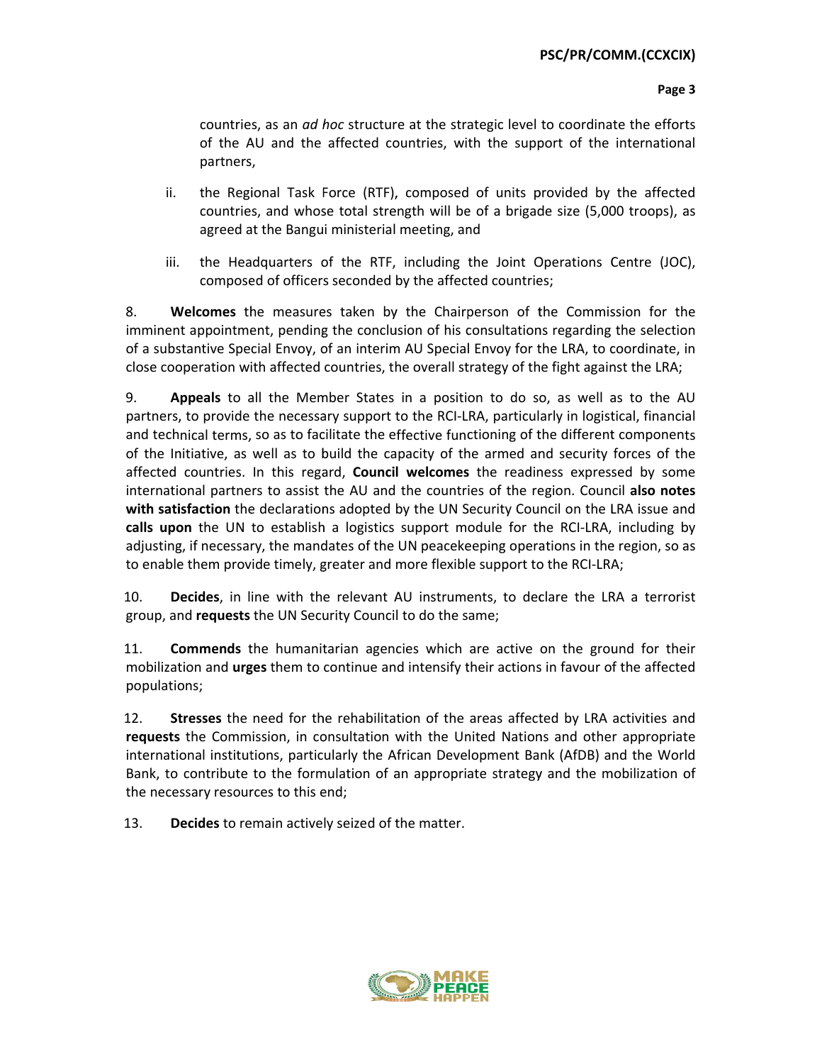countries, as an *ad hoc* structure at the strategic level to coordinate the efforts of the AU and the affected countries, with the support of the international partners,

ii. the Regional Task Force (RTF), composed of units provided by the affected countries, and whose total strength will be of a brigade size (5,000 troops), as agreed at the Bangui ministerial meeting, and

iii. the Headquarters of the RTF, including the Joint Operations Centre (JOC), composed of officers seconded by the affected countries;

8. **Welcomes** the measures taken by the Chairperson of the Commission for the imminent appointment, pending the conclusion of his consultations regarding the selection of a substantive Special Envoy, of an interim AU Special Envoy for the LRA, to coordinate, in close cooperation with affected countries, the overall strategy of the fight against the LRA;

9. **Appeals** to all the Member States in a position to do so, as well as to the AU partners, to provide the necessary support to the RCI-LRA, particularly in logistical, financial and technical terms, so as to facilitate the effective functioning of the different components of the Initiative, as well as to build the capacity of the armed and security forces of the affected countries. In this regard, **Council welcomes** the readiness expressed by some international partners to assist the AU and the countries of the region. Council **also notes with satisfaction** the declarations adopted by the UN Security Council on the LRA issue and **calls upon** the UN to establish a logistics support module for the RCI-LRA, including by adjusting, if necessary, the mandates of the UN peacekeeping operations in the region, so as to enable them provide timely, greater and more flexible support to the RCI-LRA;

10. **Decides**, in line with the relevant AU instruments, to declare the LRA a terrorist group, and **requests** the UN Security Council to do the same;

11. **Commends** the humanitarian agencies which are active on the ground for their mobilization and **urges** them to continue and intensify their actions in favour of the affected populations;

12. **Stresses** the need for the rehabilitation of the areas affected by LRA activities and **requests** the Commission, in consultation with the United Nations and other appropriate international institutions, particularly the African Development Bank (AfDB) and the World Bank, to contribute to the formulation of an appropriate strategy and the mobilization of the necessary resources to this end;

13. **Decides** to remain actively seized of the matter.